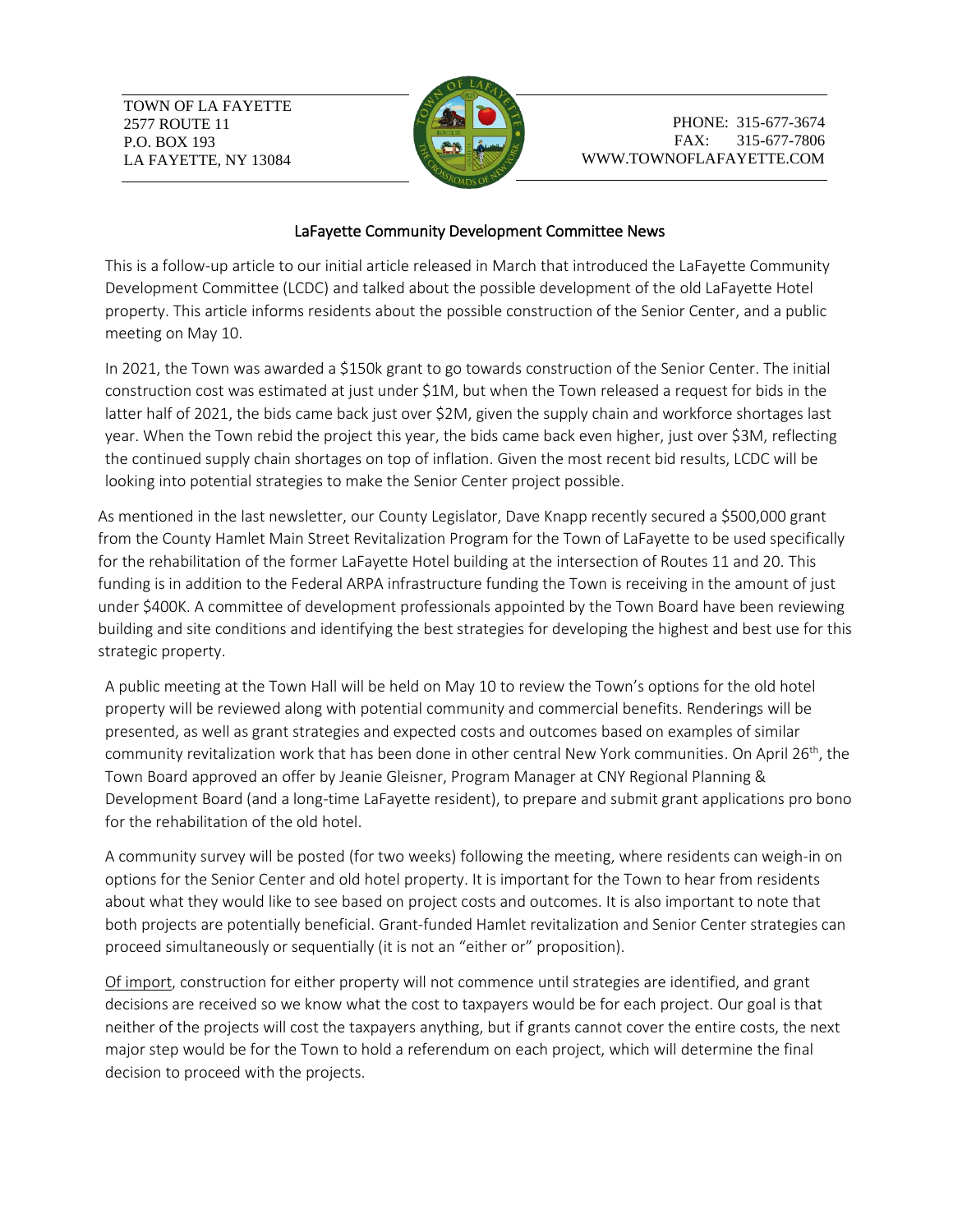TOWN OF LA FAYETTE
2577 ROUTE 11
P.O. BOX 193
LA FAYETTE, NY 13084

PHONE: 315-677-3674
FAX: 315-677-7806
WWW.TOWNOFLAFAYETTE.COM

## LaFayette Community Development Committee News

This is a follow-up article to our initial article released in March that introduced the LaFayette Community Development Committee (LCDC) and talked about the possible development of the old LaFayette Hotel property. This article informs residents about the possible construction of the Senior Center, and a public meeting on May 10.

In 2021, the Town was awarded a $150k grant to go towards construction of the Senior Center. The initial construction cost was estimated at just under $1M, but when the Town released a request for bids in the latter half of 2021, the bids came back just over $2M, given the supply chain and workforce shortages last year. When the Town rebid the project this year, the bids came back even higher, just over $3M, reflecting the continued supply chain shortages on top of inflation. Given the most recent bid results, LCDC will be looking into potential strategies to make the Senior Center project possible.

As mentioned in the last newsletter, our County Legislator, Dave Knapp recently secured a $500,000 grant from the County Hamlet Main Street Revitalization Program for the Town of LaFayette to be used specifically for the rehabilitation of the former LaFayette Hotel building at the intersection of Routes 11 and 20. This funding is in addition to the Federal ARPA infrastructure funding the Town is receiving in the amount of just under $400K. A committee of development professionals appointed by the Town Board have been reviewing building and site conditions and identifying the best strategies for developing the highest and best use for this strategic property.

A public meeting at the Town Hall will be held on May 10 to review the Town's options for the old hotel property will be reviewed along with potential community and commercial benefits. Renderings will be presented, as well as grant strategies and expected costs and outcomes based on examples of similar community revitalization work that has been done in other central New York communities. On April 26th, the Town Board approved an offer by Jeanie Gleisner, Program Manager at CNY Regional Planning & Development Board (and a long-time LaFayette resident), to prepare and submit grant applications pro bono for the rehabilitation of the old hotel.

A community survey will be posted (for two weeks) following the meeting, where residents can weigh-in on options for the Senior Center and old hotel property. It is important for the Town to hear from residents about what they would like to see based on project costs and outcomes. It is also important to note that both projects are potentially beneficial. Grant-funded Hamlet revitalization and Senior Center strategies can proceed simultaneously or sequentially (it is not an "either or" proposition).

Of import, construction for either property will not commence until strategies are identified, and grant decisions are received so we know what the cost to taxpayers would be for each project. Our goal is that neither of the projects will cost the taxpayers anything, but if grants cannot cover the entire costs, the next major step would be for the Town to hold a referendum on each project, which will determine the final decision to proceed with the projects.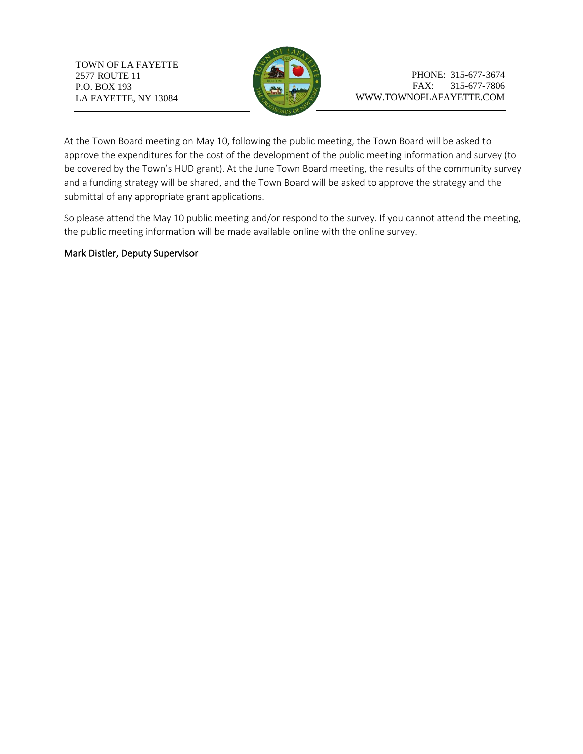TOWN OF LA FAYETTE
2577 ROUTE 11
P.O. BOX 193
LA FAYETTE, NY 13084

PHONE: 315-677-3674
FAX: 315-677-7806
WWW.TOWNOFLAFAYETTE.COM

At the Town Board meeting on May 10, following the public meeting, the Town Board will be asked to approve the expenditures for the cost of the development of the public meeting information and survey (to be covered by the Town's HUD grant). At the June Town Board meeting, the results of the community survey and a funding strategy will be shared, and the Town Board will be asked to approve the strategy and the submittal of any appropriate grant applications.

So please attend the May 10 public meeting and/or respond to the survey. If you cannot attend the meeting, the public meeting information will be made available online with the online survey.

Mark Distler, Deputy Supervisor